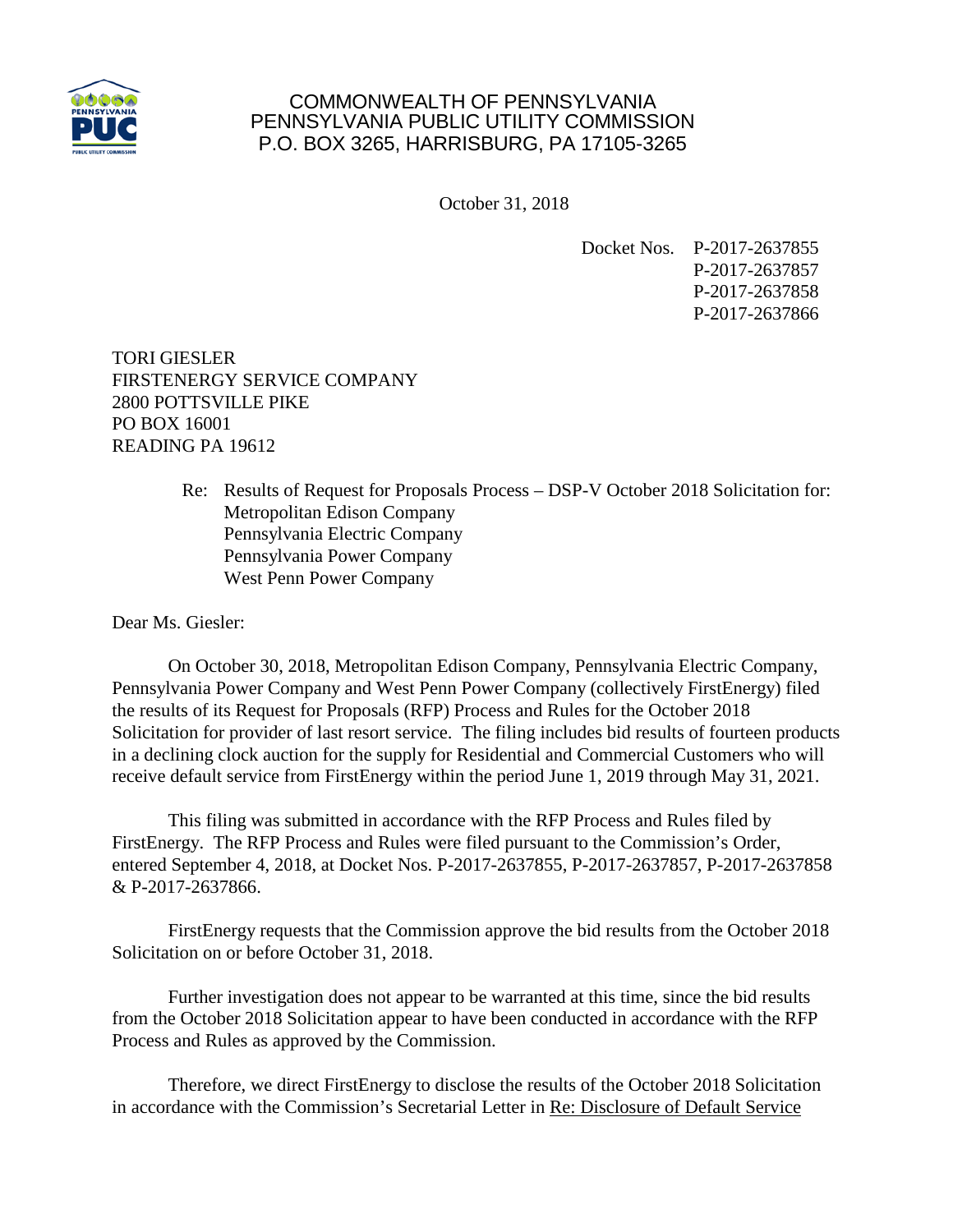COMMONWEALTH OF PENNSYLVANIA
PENNSYLVANIA PUBLIC UTILITY COMMISSION
P.O. BOX 3265, HARRISBURG, PA 17105-3265

October 31, 2018

Docket Nos. P-2017-2637855
P-2017-2637857
P-2017-2637858
P-2017-2637866

TORI GIESLER
FIRSTENERGY SERVICE COMPANY
2800 POTTSVILLE PIKE
PO BOX 16001
READING PA 19612

Re: Results of Request for Proposals Process – DSP-V October 2018 Solicitation for:
Metropolitan Edison Company
Pennsylvania Electric Company
Pennsylvania Power Company
West Penn Power Company

Dear Ms. Giesler:

On October 30, 2018, Metropolitan Edison Company, Pennsylvania Electric Company, Pennsylvania Power Company and West Penn Power Company (collectively FirstEnergy) filed the results of its Request for Proposals (RFP) Process and Rules for the October 2018 Solicitation for provider of last resort service. The filing includes bid results of fourteen products in a declining clock auction for the supply for Residential and Commercial Customers who will receive default service from FirstEnergy within the period June 1, 2019 through May 31, 2021.

This filing was submitted in accordance with the RFP Process and Rules filed by FirstEnergy. The RFP Process and Rules were filed pursuant to the Commission's Order, entered September 4, 2018, at Docket Nos. P-2017-2637855, P-2017-2637857, P-2017-2637858 & P-2017-2637866.

FirstEnergy requests that the Commission approve the bid results from the October 2018 Solicitation on or before October 31, 2018.

Further investigation does not appear to be warranted at this time, since the bid results from the October 2018 Solicitation appear to have been conducted in accordance with the RFP Process and Rules as approved by the Commission.

Therefore, we direct FirstEnergy to disclose the results of the October 2018 Solicitation in accordance with the Commission's Secretarial Letter in Re: Disclosure of Default Service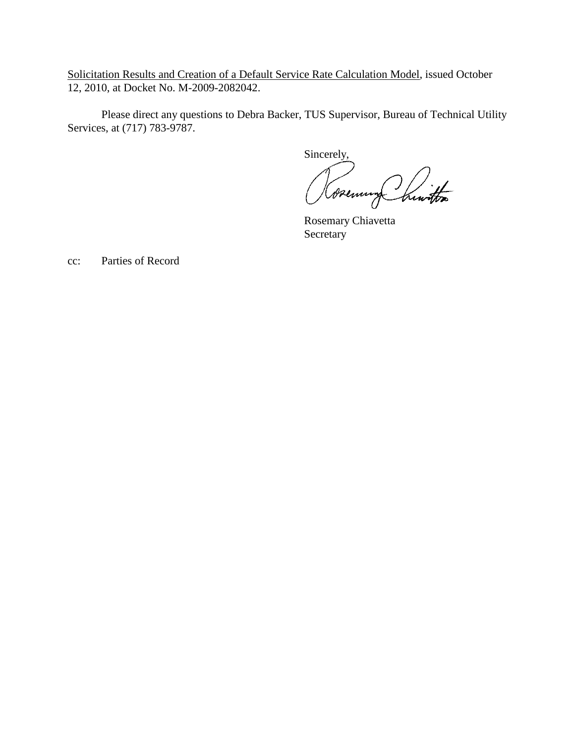Solicitation Results and Creation of a Default Service Rate Calculation Model, issued October 12, 2010, at Docket No. M-2009-2082042.

Please direct any questions to Debra Backer, TUS Supervisor, Bureau of Technical Utility Services, at (717) 783-9787.

Sincerely,

Rosemary Chiavetta
Secretary

cc: Parties of Record